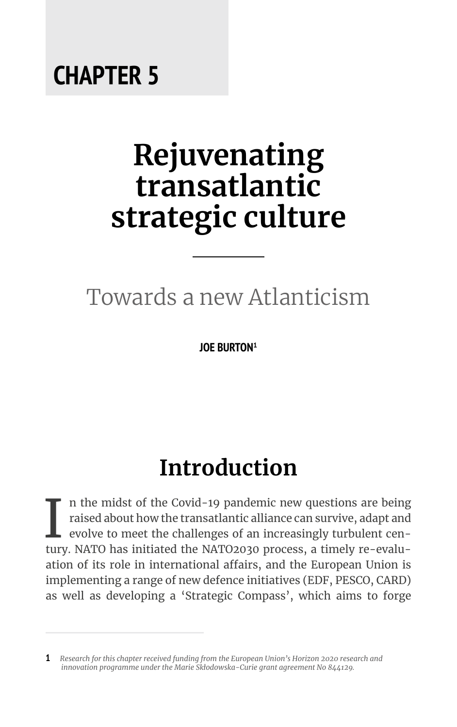# CHAPTER 5

# Rejuvenating transatlantic strategic culture

## Towards a new Atlanticism

**JOE BURTON[1]**

## Introduction

In the midst of the Covid-19 pandemic new questions are being raised about how the transatlantic alliance can survive, adapt and evolve to meet the challenges of an increasingly turbulent century. NATO has initiated the NATO2030 process, a timely re-evaluation of its role in international affairs, and the European Union is implementing a range of new defence initiatives (EDF, PESCO, CARD) as well as developing a 'Strategic Compass', which aims to forge

---

[1] *Research for this chapter received funding from the European Union's Horizon 2020 research and innovation programme under the Marie Skłodowska-Curie grant agreement No 844129.*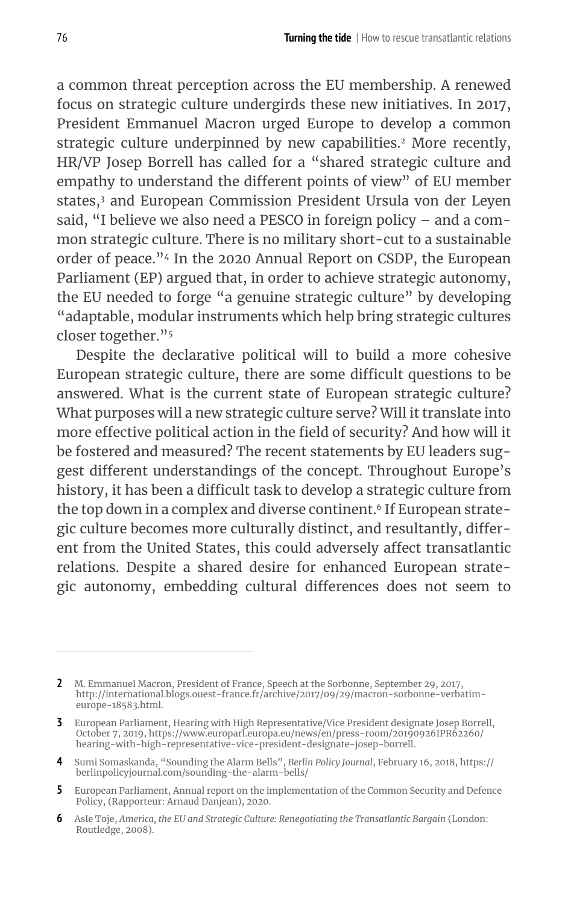a common threat perception across the EU membership. A renewed focus on strategic culture undergirds these new initiatives. In 2017, President Emmanuel Macron urged Europe to develop a common strategic culture underpinned by new capabilities.[2] More recently, HR/VP Josep Borrell has called for a "shared strategic culture and empathy to understand the different points of view" of EU member states,[3] and European Commission President Ursula von der Leyen said, "I believe we also need a PESCO in foreign policy – and a common strategic culture. There is no military short-cut to a sustainable order of peace."[4] In the 2020 Annual Report on CSDP, the European Parliament (EP) argued that, in order to achieve strategic autonomy, the EU needed to forge "a genuine strategic culture" by developing "adaptable, modular instruments which help bring strategic cultures closer together."[5]

Despite the declarative political will to build a more cohesive European strategic culture, there are some difficult questions to be answered. What is the current state of European strategic culture? What purposes will a new strategic culture serve? Will it translate into more effective political action in the field of security? And how will it be fostered and measured? The recent statements by EU leaders suggest different understandings of the concept. Throughout Europe's history, it has been a difficult task to develop a strategic culture from the top down in a complex and diverse continent.[6] If European strategic culture becomes more culturally distinct, and resultantly, different from the United States, this could adversely affect transatlantic relations. Despite a shared desire for enhanced European strategic autonomy, embedding cultural differences does not seem to

---

**2** M. Emmanuel Macron, President of France, Speech at the Sorbonne, September 29, 2017, http://international.blogs.ouest-france.fr/archive/2017/09/29/macron-sorbonne-verbatim-europe-18583.html.

**3** European Parliament, Hearing with High Representative/Vice President designate Josep Borrell, October 7, 2019, https://www.europarl.europa.eu/news/en/press-room/20190926IPR62260/hearing-with-high-representative-vice-president-designate-josep-borrell.

**4** Sumi Somaskanda, "Sounding the Alarm Bells", *Berlin Policy Journal*, February 16, 2018, https://berlinpolicyjournal.com/sounding-the-alarm-bells/

**5** European Parliament, Annual report on the implementation of the Common Security and Defence Policy, (Rapporteur: Arnaud Danjean), 2020.

**6** Asle Toje, *America, the EU and Strategic Culture: Renegotiating the Transatlantic Bargain* (London: Routledge, 2008).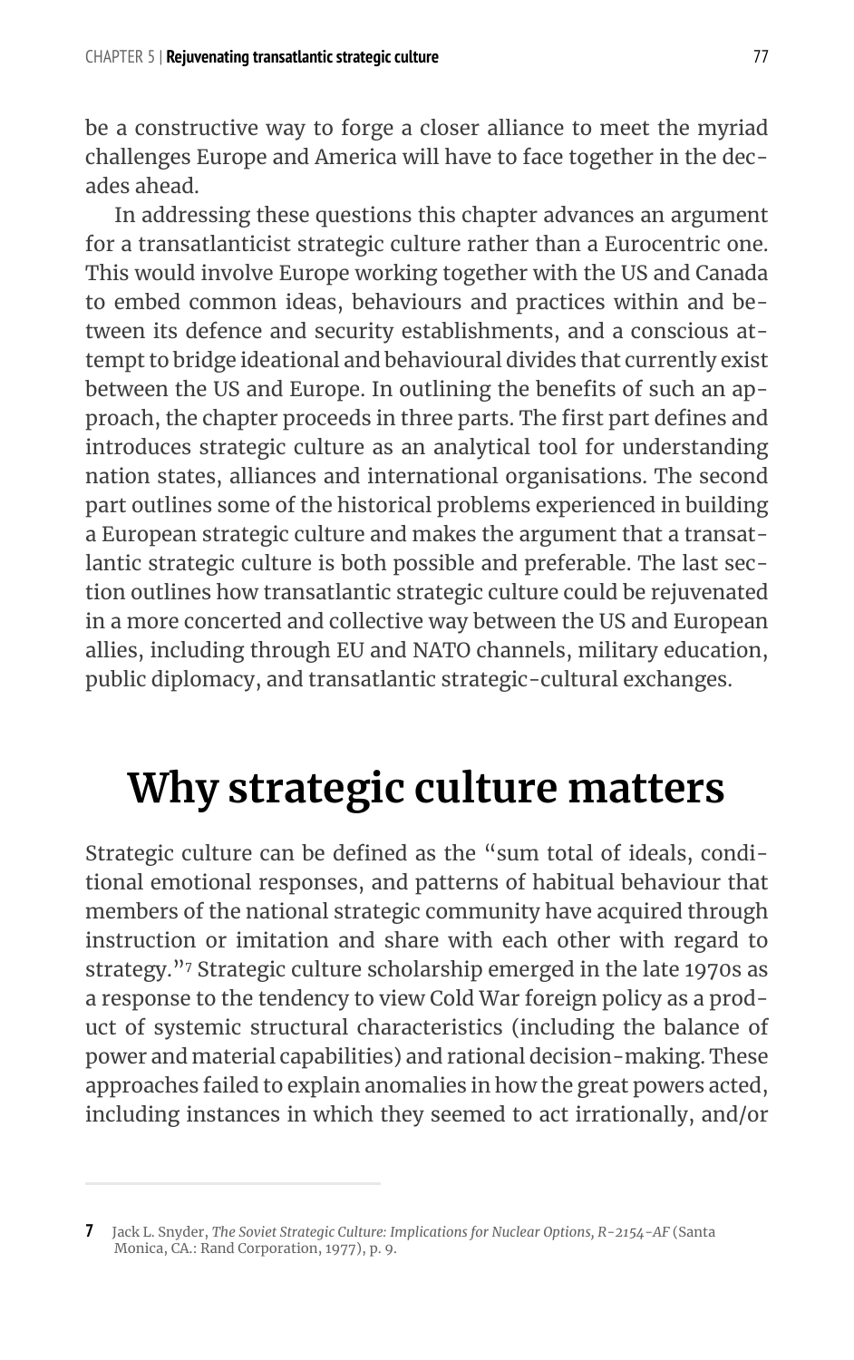be a constructive way to forge a closer alliance to meet the myriad challenges Europe and America will have to face together in the decades ahead.

In addressing these questions this chapter advances an argument for a transatlanticist strategic culture rather than a Eurocentric one. This would involve Europe working together with the US and Canada to embed common ideas, behaviours and practices within and between its defence and security establishments, and a conscious attempt to bridge ideational and behavioural divides that currently exist between the US and Europe. In outlining the benefits of such an approach, the chapter proceeds in three parts. The first part defines and introduces strategic culture as an analytical tool for understanding nation states, alliances and international organisations. The second part outlines some of the historical problems experienced in building a European strategic culture and makes the argument that a transatlantic strategic culture is both possible and preferable. The last section outlines how transatlantic strategic culture could be rejuvenated in a more concerted and collective way between the US and European allies, including through EU and NATO channels, military education, public diplomacy, and transatlantic strategic-cultural exchanges.

# Why strategic culture matters

Strategic culture can be defined as the "sum total of ideals, conditional emotional responses, and patterns of habitual behaviour that members of the national strategic community have acquired through instruction or imitation and share with each other with regard to strategy."[7] Strategic culture scholarship emerged in the late 1970s as a response to the tendency to view Cold War foreign policy as a product of systemic structural characteristics (including the balance of power and material capabilities) and rational decision-making. These approaches failed to explain anomalies in how the great powers acted, including instances in which they seemed to act irrationally, and/or

---

**7** Jack L. Snyder, *The Soviet Strategic Culture: Implications for Nuclear Options, R-2154-AF* (Santa Monica, CA.: Rand Corporation, 1977), p. 9.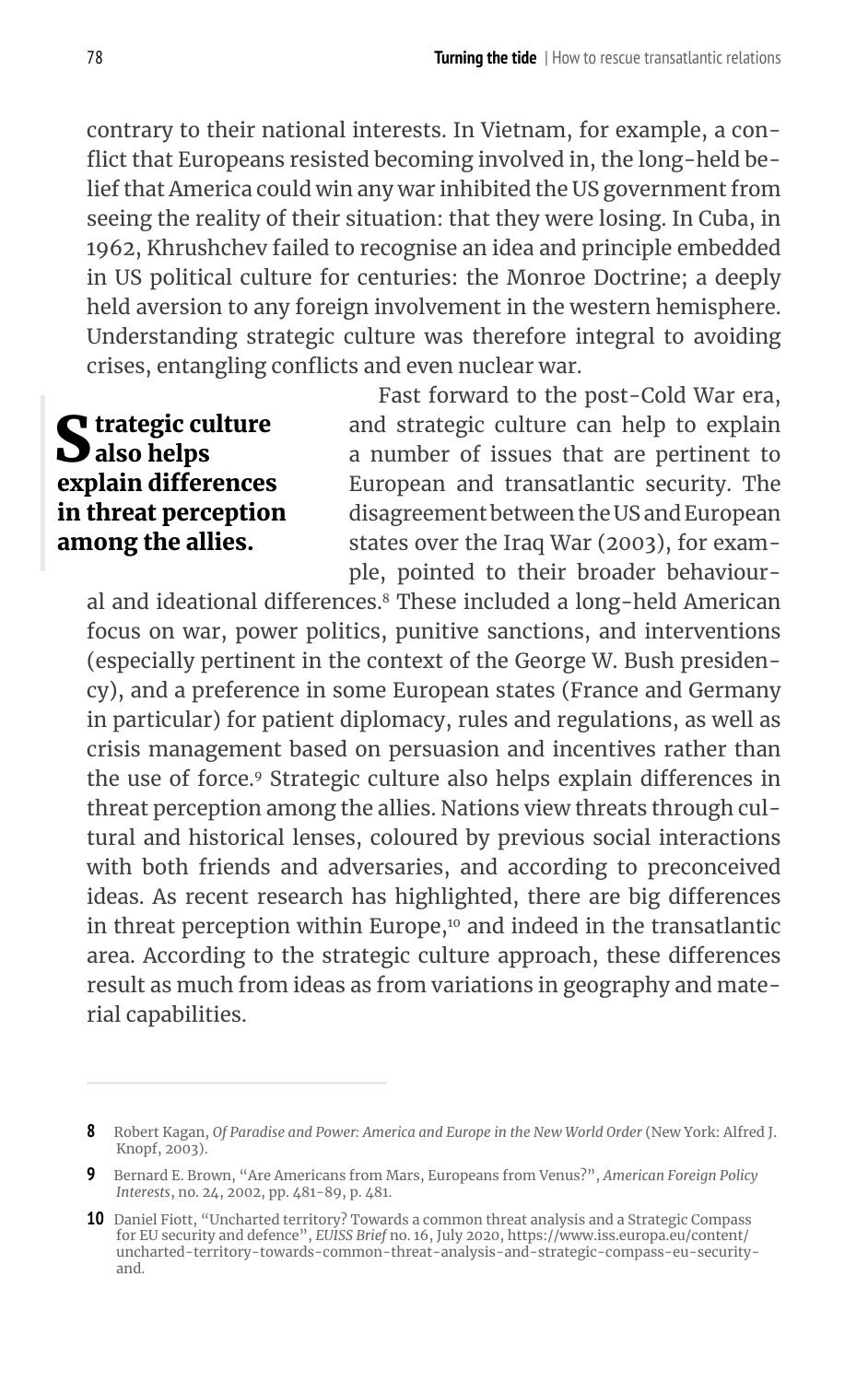contrary to their national interests. In Vietnam, for example, a conflict that Europeans resisted becoming involved in, the long-held belief that America could win any war inhibited the US government from seeing the reality of their situation: that they were losing. In Cuba, in 1962, Khrushchev failed to recognise an idea and principle embedded in US political culture for centuries: the Monroe Doctrine; a deeply held aversion to any foreign involvement in the western hemisphere. Understanding strategic culture was therefore integral to avoiding crises, entangling conflicts and even nuclear war.

> **Strategic culture also helps explain differences in threat perception among the allies.**

Fast forward to the post-Cold War era, and strategic culture can help to explain a number of issues that are pertinent to European and transatlantic security. The disagreement between the US and European states over the Iraq War (2003), for example, pointed to their broader behavioural and ideational differences.[8] These included a long-held American focus on war, power politics, punitive sanctions, and interventions (especially pertinent in the context of the George W. Bush presidency), and a preference in some European states (France and Germany in particular) for patient diplomacy, rules and regulations, as well as crisis management based on persuasion and incentives rather than the use of force.[9] Strategic culture also helps explain differences in threat perception among the allies. Nations view threats through cultural and historical lenses, coloured by previous social interactions with both friends and adversaries, and according to preconceived ideas. As recent research has highlighted, there are big differences in threat perception within Europe,[10] and indeed in the transatlantic area. According to the strategic culture approach, these differences result as much from ideas as from variations in geography and material capabilities.

---

**8** Robert Kagan, *Of Paradise and Power: America and Europe in the New World Order* (New York: Alfred J. Knopf, 2003).

**9** Bernard E. Brown, "Are Americans from Mars, Europeans from Venus?", *American Foreign Policy Interests*, no. 24, 2002, pp. 481-89, p. 481.

**10** Daniel Fiott, "Uncharted territory? Towards a common threat analysis and a Strategic Compass for EU security and defence", *EUISS Brief* no. 16, July 2020, https://www.iss.europa.eu/content/uncharted-territory-towards-common-threat-analysis-and-strategic-compass-eu-security-and.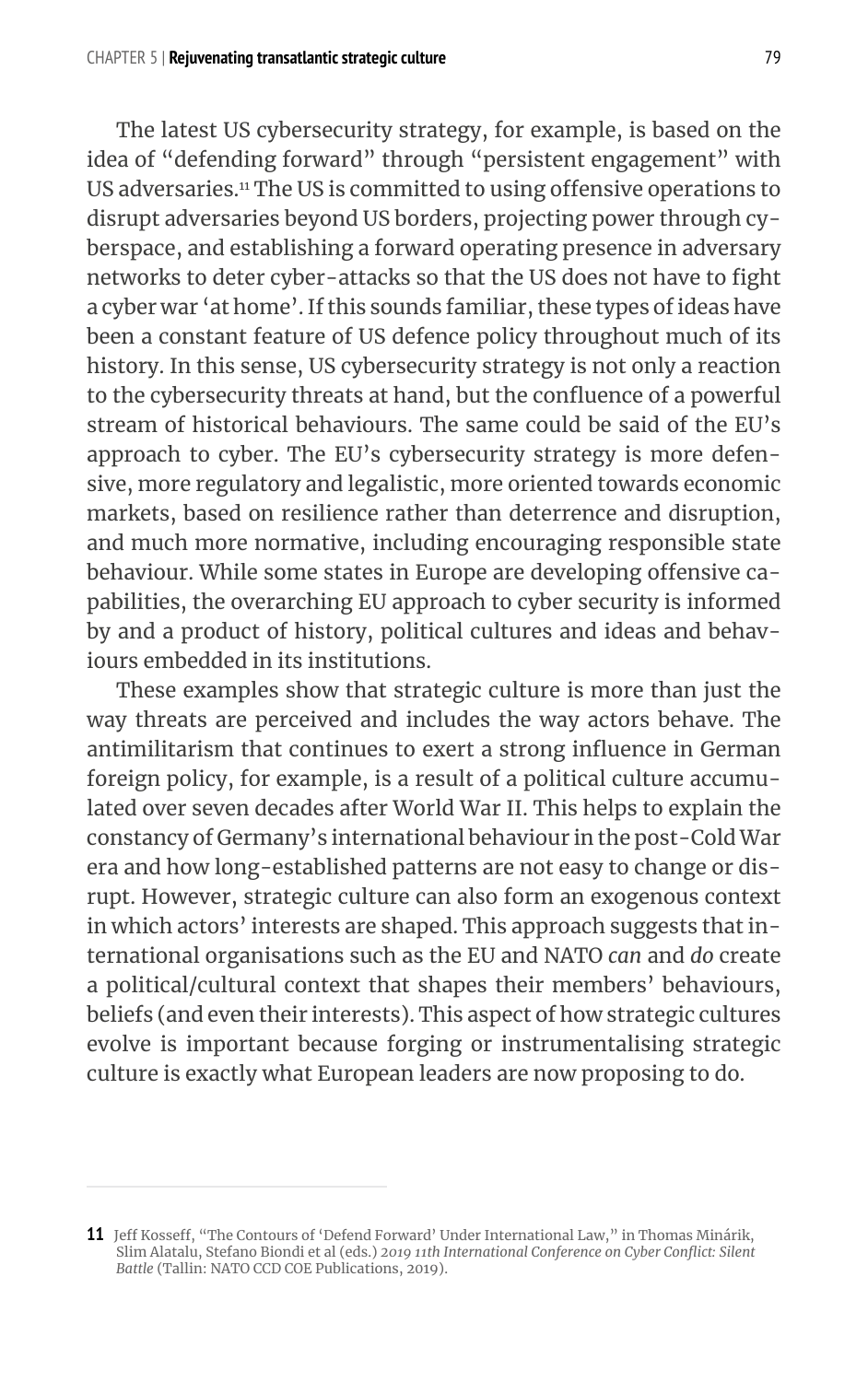The latest US cybersecurity strategy, for example, is based on the idea of "defending forward" through "persistent engagement" with US adversaries.[11] The US is committed to using offensive operations to disrupt adversaries beyond US borders, projecting power through cyberspace, and establishing a forward operating presence in adversary networks to deter cyber-attacks so that the US does not have to fight a cyber war 'at home'. If this sounds familiar, these types of ideas have been a constant feature of US defence policy throughout much of its history. In this sense, US cybersecurity strategy is not only a reaction to the cybersecurity threats at hand, but the confluence of a powerful stream of historical behaviours. The same could be said of the EU's approach to cyber. The EU's cybersecurity strategy is more defensive, more regulatory and legalistic, more oriented towards economic markets, based on resilience rather than deterrence and disruption, and much more normative, including encouraging responsible state behaviour. While some states in Europe are developing offensive capabilities, the overarching EU approach to cyber security is informed by and a product of history, political cultures and ideas and behaviours embedded in its institutions.

These examples show that strategic culture is more than just the way threats are perceived and includes the way actors behave. The antimilitarism that continues to exert a strong influence in German foreign policy, for example, is a result of a political culture accumulated over seven decades after World War II. This helps to explain the constancy of Germany's international behaviour in the post-Cold War era and how long-established patterns are not easy to change or disrupt. However, strategic culture can also form an exogenous context in which actors' interests are shaped. This approach suggests that international organisations such as the EU and NATO *can* and *do* create a political/cultural context that shapes their members' behaviours, beliefs (and even their interests). This aspect of how strategic cultures evolve is important because forging or instrumentalising strategic culture is exactly what European leaders are now proposing to do.

---

**11** Jeff Kosseff, "The Contours of 'Defend Forward' Under International Law," in Thomas Minárik, Slim Alatalu, Stefano Biondi et al (eds.) *2019 11th International Conference on Cyber Conflict: Silent Battle* (Tallin: NATO CCD COE Publications, 2019).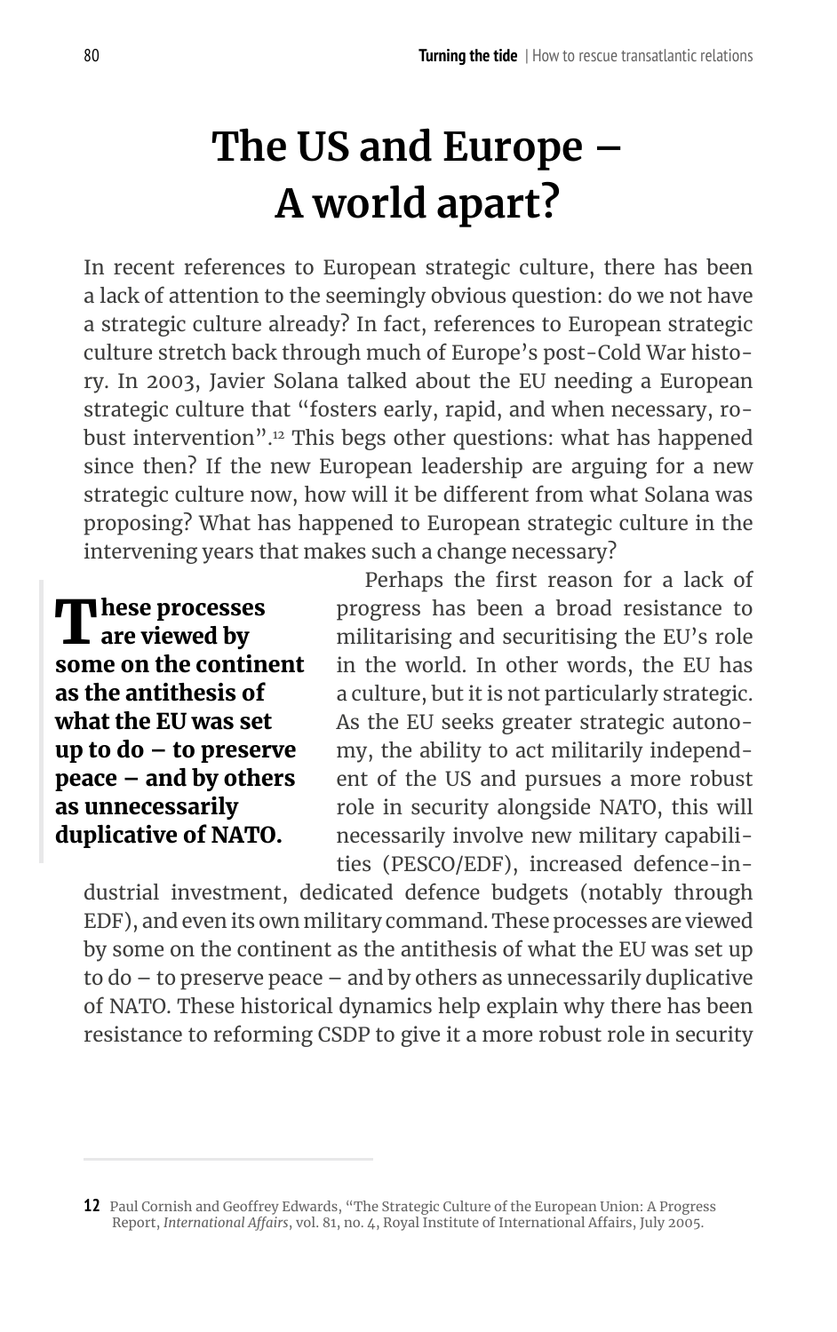# The US and Europe – A world apart?

In recent references to European strategic culture, there has been a lack of attention to the seemingly obvious question: do we not have a strategic culture already? In fact, references to European strategic culture stretch back through much of Europe's post-Cold War history. In 2003, Javier Solana talked about the EU needing a European strategic culture that "fosters early, rapid, and when necessary, robust intervention".[12] This begs other questions: what has happened since then? If the new European leadership are arguing for a new strategic culture now, how will it be different from what Solana was proposing? What has happened to European strategic culture in the intervening years that makes such a change necessary?

> **These processes are viewed by some on the continent as the antithesis of what the EU was set up to do – to preserve peace – and by others as unnecessarily duplicative of NATO.**

Perhaps the first reason for a lack of progress has been a broad resistance to militarising and securitising the EU's role in the world. In other words, the EU has a culture, but it is not particularly strategic. As the EU seeks greater strategic autonomy, the ability to act militarily independent of the US and pursues a more robust role in security alongside NATO, this will necessarily involve new military capabilities (PESCO/EDF), increased defence-industrial investment, dedicated defence budgets (notably through EDF), and even its own military command. These processes are viewed by some on the continent as the antithesis of what the EU was set up to do – to preserve peace – and by others as unnecessarily duplicative of NATO. These historical dynamics help explain why there has been resistance to reforming CSDP to give it a more robust role in security

---

12 Paul Cornish and Geoffrey Edwards, "The Strategic Culture of the European Union: A Progress Report, *International Affairs*, vol. 81, no. 4, Royal Institute of International Affairs, July 2005.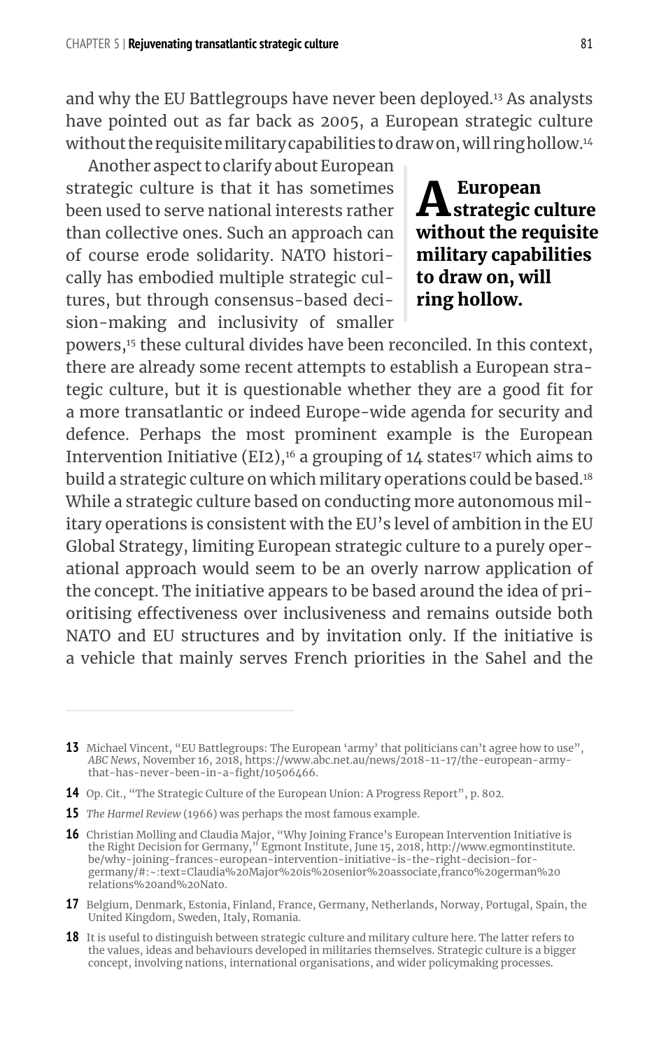and why the EU Battlegroups have never been deployed.[13] As analysts have pointed out as far back as 2005, a European strategic culture without the requisite military capabilities to draw on, will ring hollow.[14]

Another aspect to clarify about European strategic culture is that it has sometimes been used to serve national interests rather than collective ones. Such an approach can of course erode solidarity. NATO historically has embodied multiple strategic cultures, but through consensus-based decision-making and inclusivity of smaller powers,[15] these cultural divides have been reconciled. In this context, there are already some recent attempts to establish a European strategic culture, but it is questionable whether they are a good fit for a more transatlantic or indeed Europe-wide agenda for security and defence. Perhaps the most prominent example is the European Intervention Initiative (EI2),[16] a grouping of 14 states[17] which aims to build a strategic culture on which military operations could be based.[18] While a strategic culture based on conducting more autonomous military operations is consistent with the EU's level of ambition in the EU Global Strategy, limiting European strategic culture to a purely operational approach would seem to be an overly narrow application of the concept. The initiative appears to be based around the idea of prioritising effectiveness over inclusiveness and remains outside both NATO and EU structures and by invitation only. If the initiative is a vehicle that mainly serves French priorities in the Sahel and the

> **A European strategic culture without the requisite military capabilities to draw on, will ring hollow.**

---

**13** Michael Vincent, "EU Battlegroups: The European 'army' that politicians can't agree how to use", *ABC News*, November 16, 2018, https://www.abc.net.au/news/2018-11-17/the-european-army-that-has-never-been-in-a-fight/10506466.

**14** Op. Cit., "The Strategic Culture of the European Union: A Progress Report", p. 802.

**15** *The Harmel Review* (1966) was perhaps the most famous example.

**16** Christian Molling and Claudia Major, "Why Joining France's European Intervention Initiative is the Right Decision for Germany," Egmont Institute, June 15, 2018, http://www.egmontinstitute.be/why-joining-frances-european-intervention-initiative-is-the-right-decision-for-germany/#:~:text=Claudia%20Major%20is%20senior%20associate,franco%20german%20relations%20and%20Nato.

**17** Belgium, Denmark, Estonia, Finland, France, Germany, Netherlands, Norway, Portugal, Spain, the United Kingdom, Sweden, Italy, Romania.

**18** It is useful to distinguish between strategic culture and military culture here. The latter refers to the values, ideas and behaviours developed in militaries themselves. Strategic culture is a bigger concept, involving nations, international organisations, and wider policymaking processes.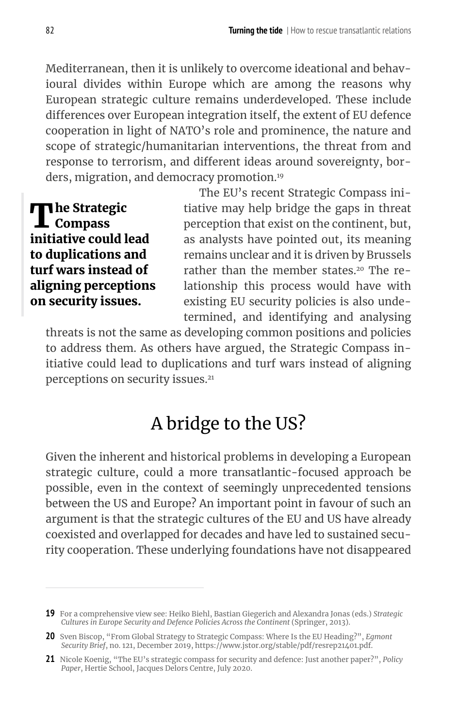Mediterranean, then it is unlikely to overcome ideational and behavioural divides within Europe which are among the reasons why European strategic culture remains underdeveloped. These include differences over European integration itself, the extent of EU defence cooperation in light of NATO's role and prominence, the nature and scope of strategic/humanitarian interventions, the threat from and response to terrorism, and different ideas around sovereignty, borders, migration, and democracy promotion.[19]

**The Strategic Compass initiative could lead to duplications and turf wars instead of aligning perceptions on security issues.**

The EU's recent Strategic Compass initiative may help bridge the gaps in threat perception that exist on the continent, but, as analysts have pointed out, its meaning remains unclear and it is driven by Brussels rather than the member states.[20] The relationship this process would have with existing EU security policies is also undetermined, and identifying and analysing threats is not the same as developing common positions and policies to address them. As others have argued, the Strategic Compass initiative could lead to duplications and turf wars instead of aligning perceptions on security issues.[21]

## A bridge to the US?

Given the inherent and historical problems in developing a European strategic culture, could a more transatlantic-focused approach be possible, even in the context of seemingly unprecedented tensions between the US and Europe? An important point in favour of such an argument is that the strategic cultures of the EU and US have already coexisted and overlapped for decades and have led to sustained security cooperation. These underlying foundations have not disappeared

---

**19** For a comprehensive view see: Heiko Biehl, Bastian Giegerich and Alexandra Jonas (eds.) *Strategic Cultures in Europe Security and Defence Policies Across the Continent* (Springer, 2013).

**20** Sven Biscop, "From Global Strategy to Strategic Compass: Where Is the EU Heading?", *Egmont Security Brief*, no. 121, December 2019, https://www.jstor.org/stable/pdf/resrep21401.pdf.

**21** Nicole Koenig, "The EU's strategic compass for security and defence: Just another paper?", *Policy Paper*, Hertie School, Jacques Delors Centre, July 2020.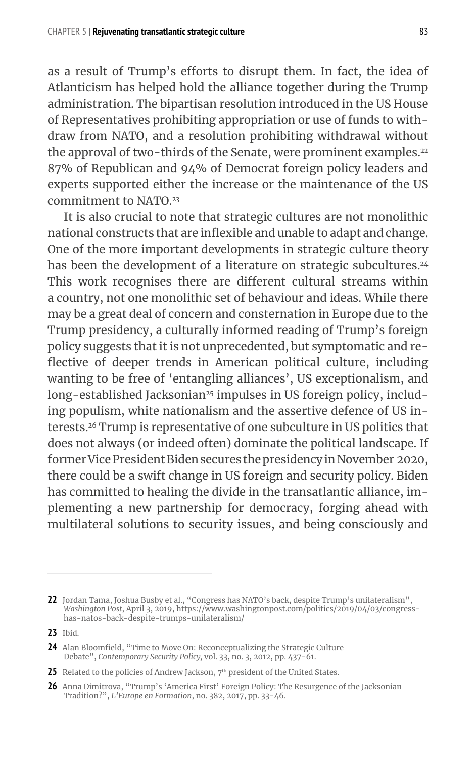as a result of Trump's efforts to disrupt them. In fact, the idea of Atlanticism has helped hold the alliance together during the Trump administration. The bipartisan resolution introduced in the US House of Representatives prohibiting appropriation or use of funds to withdraw from NATO, and a resolution prohibiting withdrawal without the approval of two-thirds of the Senate, were prominent examples.[22] 87% of Republican and 94% of Democrat foreign policy leaders and experts supported either the increase or the maintenance of the US commitment to NATO.[23]

It is also crucial to note that strategic cultures are not monolithic national constructs that are inflexible and unable to adapt and change. One of the more important developments in strategic culture theory has been the development of a literature on strategic subcultures.[24] This work recognises there are different cultural streams within a country, not one monolithic set of behaviour and ideas. While there may be a great deal of concern and consternation in Europe due to the Trump presidency, a culturally informed reading of Trump's foreign policy suggests that it is not unprecedented, but symptomatic and reflective of deeper trends in American political culture, including wanting to be free of 'entangling alliances', US exceptionalism, and long-established Jacksonian[25] impulses in US foreign policy, including populism, white nationalism and the assertive defence of US interests.[26] Trump is representative of one subculture in US politics that does not always (or indeed often) dominate the political landscape. If former Vice President Biden secures the presidency in November 2020, there could be a swift change in US foreign and security policy. Biden has committed to healing the divide in the transatlantic alliance, implementing a new partnership for democracy, forging ahead with multilateral solutions to security issues, and being consciously and

---

**22** Jordan Tama, Joshua Busby et al., "Congress has NATO's back, despite Trump's unilateralism", *Washington Post*, April 3, 2019, https://www.washingtonpost.com/politics/2019/04/03/congress-has-natos-back-despite-trumps-unilateralism/

**23** Ibid.

**24** Alan Bloomfield, "Time to Move On: Reconceptualizing the Strategic Culture Debate", *Contemporary Security Policy*, vol. 33, no. 3, 2012, pp. 437-61.

**25** Related to the policies of Andrew Jackson, 7th president of the United States.

**26** Anna Dimitrova, "Trump's 'America First' Foreign Policy: The Resurgence of the Jacksonian Tradition?", *L'Europe en Formation*, no. 382, 2017, pp. 33-46.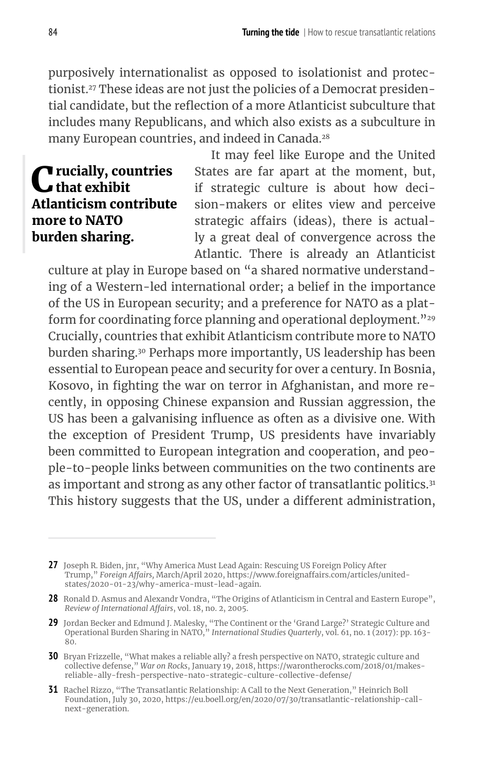purposively internationalist as opposed to isolationist and protectionist.[27] These ideas are not just the policies of a Democrat presidential candidate, but the reflection of a more Atlanticist subculture that includes many Republicans, and which also exists as a subculture in many European countries, and indeed in Canada.[28]

> **Crucially, countries that exhibit Atlanticism contribute more to NATO burden sharing.**

It may feel like Europe and the United States are far apart at the moment, but, if strategic culture is about how decision-makers or elites view and perceive strategic affairs (ideas), there is actually a great deal of convergence across the Atlantic. There is already an Atlanticist culture at play in Europe based on "a shared normative understanding of a Western-led international order; a belief in the importance of the US in European security; and a preference for NATO as a platform for coordinating force planning and operational deployment."[29] Crucially, countries that exhibit Atlanticism contribute more to NATO burden sharing.[30] Perhaps more importantly, US leadership has been essential to European peace and security for over a century. In Bosnia, Kosovo, in fighting the war on terror in Afghanistan, and more recently, in opposing Chinese expansion and Russian aggression, the US has been a galvanising influence as often as a divisive one. With the exception of President Trump, US presidents have invariably been committed to European integration and cooperation, and people-to-people links between communities on the two continents are as important and strong as any other factor of transatlantic politics.[31] This history suggests that the US, under a different administration,

---

**27** Joseph R. Biden, jnr, "Why America Must Lead Again: Rescuing US Foreign Policy After Trump," *Foreign Affairs*, March/April 2020, https://www.foreignaffairs.com/articles/united-states/2020-01-23/why-america-must-lead-again.

**28** Ronald D. Asmus and Alexandr Vondra, "The Origins of Atlanticism in Central and Eastern Europe", *Review of International Affairs*, vol. 18, no. 2, 2005.

**29** Jordan Becker and Edmund J. Malesky, "The Continent or the 'Grand Large?' Strategic Culture and Operational Burden Sharing in NATO," *International Studies Quarterly*, vol. 61, no. 1 (2017): pp. 163-80.

**30** Bryan Frizzelle, "What makes a reliable ally? a fresh perspective on NATO, strategic culture and collective defense," *War on Rocks*, January 19, 2018, https://warontherocks.com/2018/01/makes-reliable-ally-fresh-perspective-nato-strategic-culture-collective-defense/

**31** Rachel Rizzo, "The Transatlantic Relationship: A Call to the Next Generation," Heinrich Boll Foundation, July 30, 2020, https://eu.boell.org/en/2020/07/30/transatlantic-relationship-call-next-generation.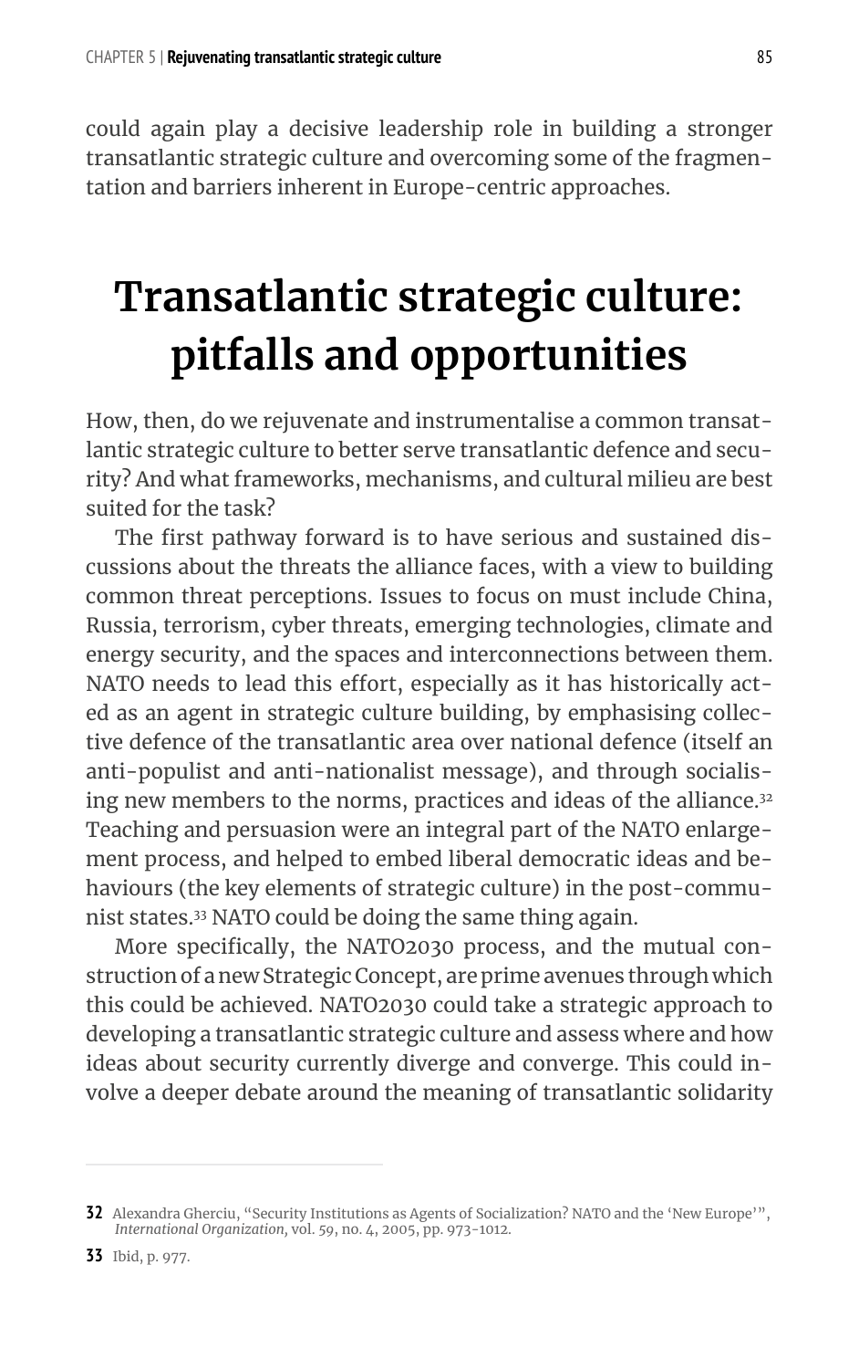could again play a decisive leadership role in building a stronger transatlantic strategic culture and overcoming some of the fragmentation and barriers inherent in Europe-centric approaches.

# Transatlantic strategic culture: pitfalls and opportunities

How, then, do we rejuvenate and instrumentalise a common transatlantic strategic culture to better serve transatlantic defence and security? And what frameworks, mechanisms, and cultural milieu are best suited for the task?

The first pathway forward is to have serious and sustained discussions about the threats the alliance faces, with a view to building common threat perceptions. Issues to focus on must include China, Russia, terrorism, cyber threats, emerging technologies, climate and energy security, and the spaces and interconnections between them. NATO needs to lead this effort, especially as it has historically acted as an agent in strategic culture building, by emphasising collective defence of the transatlantic area over national defence (itself an anti-populist and anti-nationalist message), and through socialising new members to the norms, practices and ideas of the alliance.[32] Teaching and persuasion were an integral part of the NATO enlargement process, and helped to embed liberal democratic ideas and behaviours (the key elements of strategic culture) in the post-communist states.[33] NATO could be doing the same thing again.

More specifically, the NATO2030 process, and the mutual construction of a new Strategic Concept, are prime avenues through which this could be achieved. NATO2030 could take a strategic approach to developing a transatlantic strategic culture and assess where and how ideas about security currently diverge and converge. This could involve a deeper debate around the meaning of transatlantic solidarity

---

**32** Alexandra Gherciu, "Security Institutions as Agents of Socialization? NATO and the 'New Europe'", *International Organization*, vol. 59, no. 4, 2005, pp. 973-1012.

**33** Ibid, p. 977.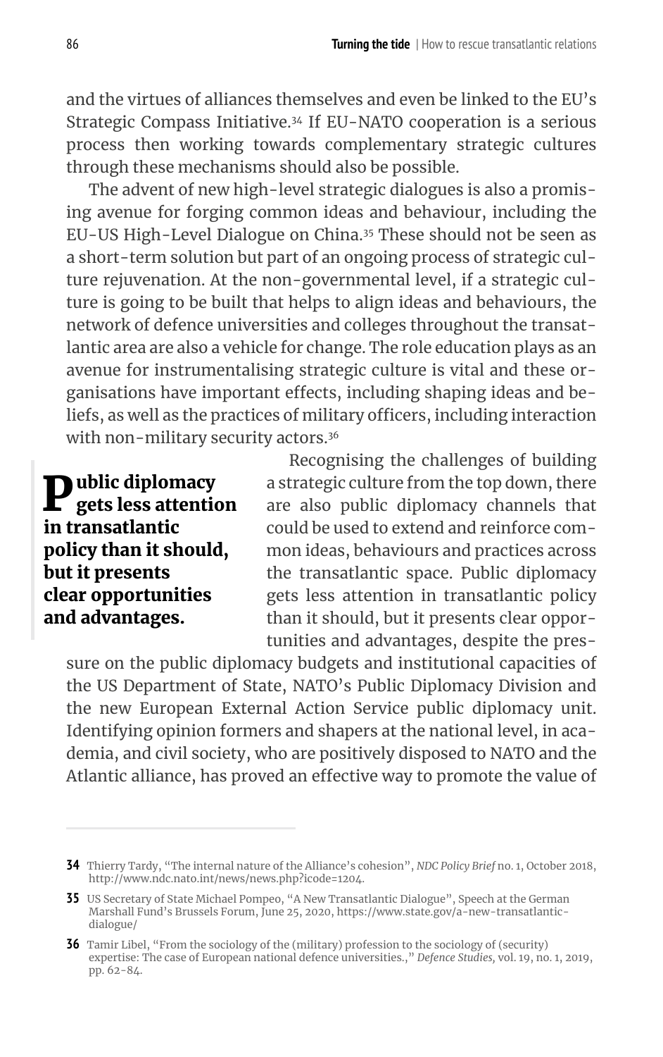and the virtues of alliances themselves and even be linked to the EU's Strategic Compass Initiative.[34] If EU-NATO cooperation is a serious process then working towards complementary strategic cultures through these mechanisms should also be possible.

The advent of new high-level strategic dialogues is also a promising avenue for forging common ideas and behaviour, including the EU-US High-Level Dialogue on China.[35] These should not be seen as a short-term solution but part of an ongoing process of strategic culture rejuvenation. At the non-governmental level, if a strategic culture is going to be built that helps to align ideas and behaviours, the network of defence universities and colleges throughout the transatlantic area are also a vehicle for change. The role education plays as an avenue for instrumentalising strategic culture is vital and these organisations have important effects, including shaping ideas and beliefs, as well as the practices of military officers, including interaction with non-military security actors.[36]

**Public diplomacy gets less attention in transatlantic policy than it should, but it presents clear opportunities and advantages.**

Recognising the challenges of building a strategic culture from the top down, there are also public diplomacy channels that could be used to extend and reinforce common ideas, behaviours and practices across the transatlantic space. Public diplomacy gets less attention in transatlantic policy than it should, but it presents clear opportunities and advantages, despite the pressure on the public diplomacy budgets and institutional capacities of the US Department of State, NATO's Public Diplomacy Division and the new European External Action Service public diplomacy unit. Identifying opinion formers and shapers at the national level, in academia, and civil society, who are positively disposed to NATO and the Atlantic alliance, has proved an effective way to promote the value of

---

**34** Thierry Tardy, "The internal nature of the Alliance's cohesion", *NDC Policy Brief* no. 1, October 2018, http://www.ndc.nato.int/news/news.php?icode=1204.

**35** US Secretary of State Michael Pompeo, "A New Transatlantic Dialogue", Speech at the German Marshall Fund's Brussels Forum, June 25, 2020, https://www.state.gov/a-new-transatlantic-dialogue/

**36** Tamir Libel, "From the sociology of the (military) profession to the sociology of (security) expertise: The case of European national defence universities.," *Defence Studies,* vol. 19, no. 1, 2019, pp. 62-84.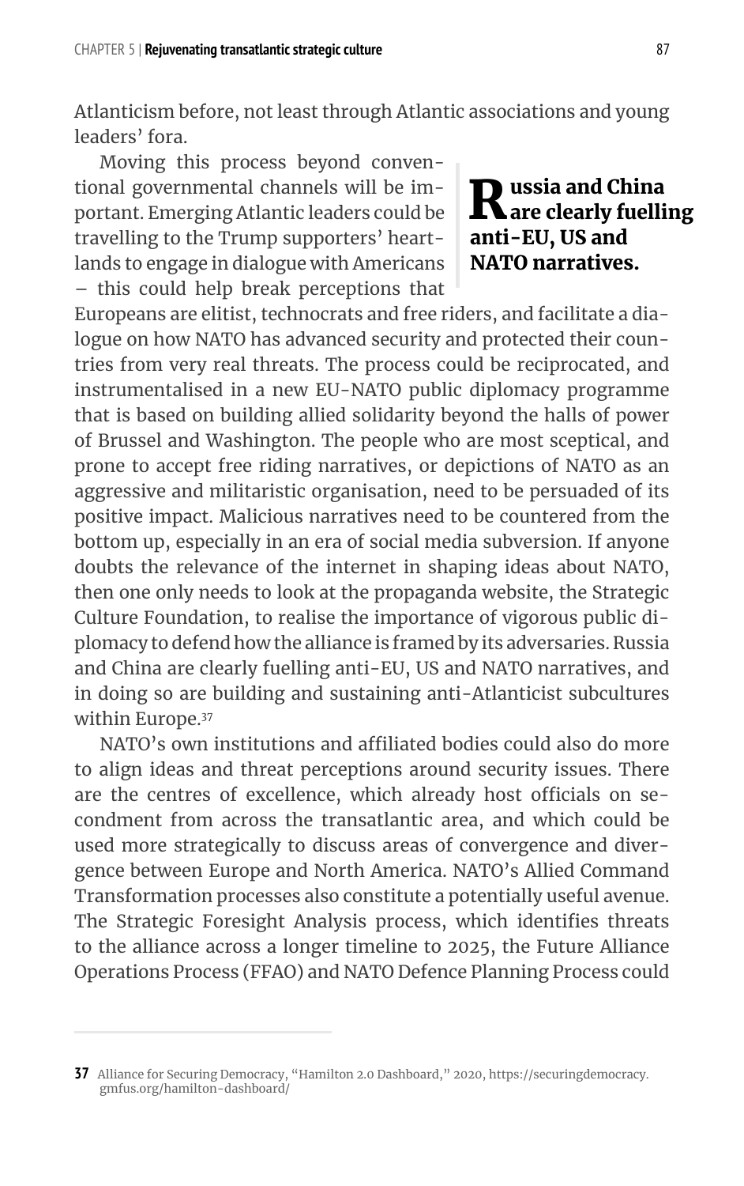Atlanticism before, not least through Atlantic associations and young leaders' fora.

Moving this process beyond conventional governmental channels will be important. Emerging Atlantic leaders could be travelling to the Trump supporters' heartlands to engage in dialogue with Americans – this could help break perceptions that Europeans are elitist, technocrats and free riders, and facilitate a dialogue on how NATO has advanced security and protected their countries from very real threats. The process could be reciprocated, and instrumentalised in a new EU-NATO public diplomacy programme that is based on building allied solidarity beyond the halls of power of Brussel and Washington. The people who are most sceptical, and prone to accept free riding narratives, or depictions of NATO as an aggressive and militaristic organisation, need to be persuaded of its positive impact. Malicious narratives need to be countered from the bottom up, especially in an era of social media subversion. If anyone doubts the relevance of the internet in shaping ideas about NATO, then one only needs to look at the propaganda website, the Strategic Culture Foundation, to realise the importance of vigorous public diplomacy to defend how the alliance is framed by its adversaries. Russia and China are clearly fuelling anti-EU, US and NATO narratives, and in doing so are building and sustaining anti-Atlanticist subcultures within Europe.[37]

> **Russia and China are clearly fuelling anti-EU, US and NATO narratives.**

NATO's own institutions and affiliated bodies could also do more to align ideas and threat perceptions around security issues. There are the centres of excellence, which already host officials on secondment from across the transatlantic area, and which could be used more strategically to discuss areas of convergence and divergence between Europe and North America. NATO's Allied Command Transformation processes also constitute a potentially useful avenue. The Strategic Foresight Analysis process, which identifies threats to the alliance across a longer timeline to 2025, the Future Alliance Operations Process (FFAO) and NATO Defence Planning Process could

---

**37** Alliance for Securing Democracy, "Hamilton 2.0 Dashboard," 2020, https://securingdemocracy.gmfus.org/hamilton-dashboard/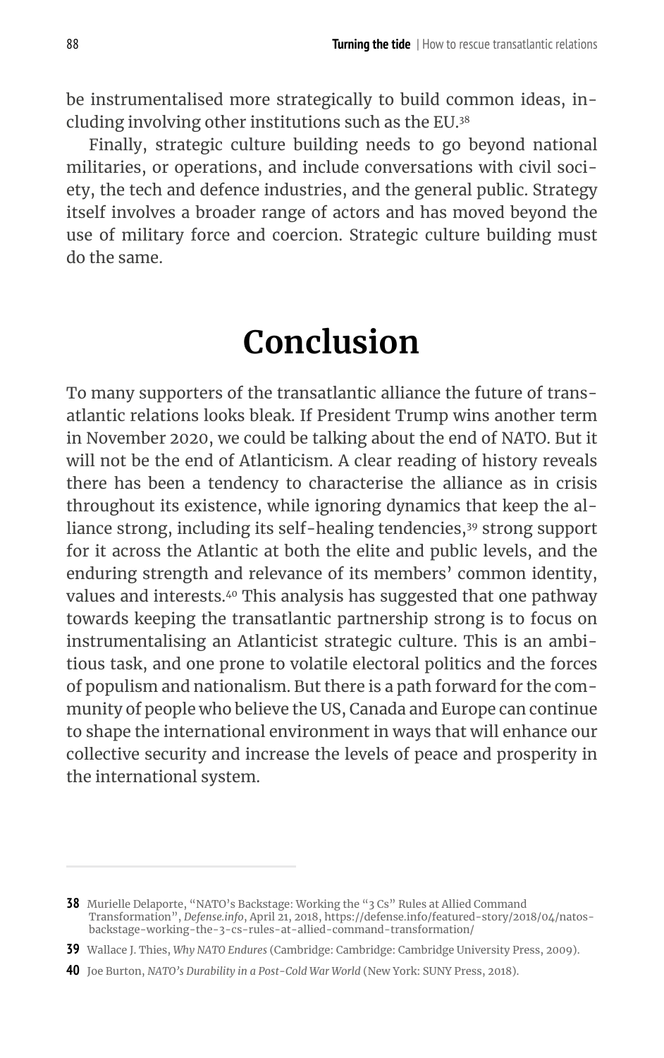be instrumentalised more strategically to build common ideas, including involving other institutions such as the EU.[38]

Finally, strategic culture building needs to go beyond national militaries, or operations, and include conversations with civil society, the tech and defence industries, and the general public. Strategy itself involves a broader range of actors and has moved beyond the use of military force and coercion. Strategic culture building must do the same.

# Conclusion

To many supporters of the transatlantic alliance the future of transatlantic relations looks bleak. If President Trump wins another term in November 2020, we could be talking about the end of NATO. But it will not be the end of Atlanticism. A clear reading of history reveals there has been a tendency to characterise the alliance as in crisis throughout its existence, while ignoring dynamics that keep the alliance strong, including its self-healing tendencies,[39] strong support for it across the Atlantic at both the elite and public levels, and the enduring strength and relevance of its members' common identity, values and interests.[40] This analysis has suggested that one pathway towards keeping the transatlantic partnership strong is to focus on instrumentalising an Atlanticist strategic culture. This is an ambitious task, and one prone to volatile electoral politics and the forces of populism and nationalism. But there is a path forward for the community of people who believe the US, Canada and Europe can continue to shape the international environment in ways that will enhance our collective security and increase the levels of peace and prosperity in the international system.

---

**38** Murielle Delaporte, "NATO's Backstage: Working the "3 Cs" Rules at Allied Command Transformation", *Defense.info*, April 21, 2018, https://defense.info/featured-story/2018/04/natos-backstage-working-the-3-cs-rules-at-allied-command-transformation/

**39** Wallace J. Thies, *Why NATO Endures* (Cambridge: Cambridge: Cambridge University Press, 2009).

**40** Joe Burton, *NATO's Durability in a Post-Cold War World* (New York: SUNY Press, 2018).